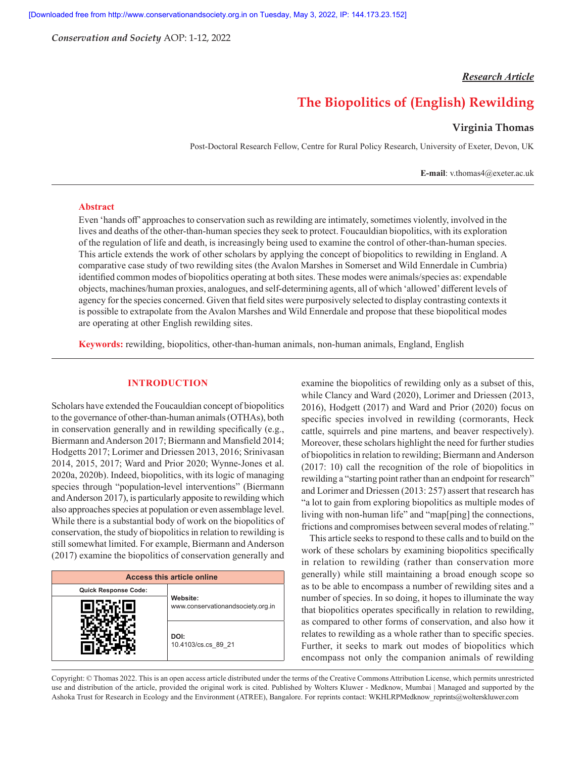*Research Article*

# The Biopolitics of (English) Rewilding

**Virginia Thomas**

Post-Doctoral Research Fellow, Centre for Rural Policy Research, University of Exeter, Devon, UK

**E-mail**: v.thomas4@exeter.ac.uk

## Abstract

Even 'hands off' approaches to conservation such as rewilding are intimately, sometimes violently, involved in the lives and deaths of the other-than-human species they seek to protect. Foucauldian biopolitics, with its exploration of the regulation of life and death, is increasingly being used to examine the control of other-than-human species. This article extends the work of other scholars by applying the concept of biopolitics to rewilding in England. A comparative case study of two rewilding sites (the Avalon Marshes in Somerset and Wild Ennerdale in Cumbria) identified common modes of biopolitics operating at both sites. These modes were animals/species as: expendable objects, machines/human proxies, analogues, and self-determining agents, all of which 'allowed' different levels of agency for the species concerned. Given that field sites were purposively selected to display contrasting contexts it is possible to extrapolate from the Avalon Marshes and Wild Ennerdale and propose that these biopolitical modes are operating at other English rewilding sites.

**Keywords:** rewilding, biopolitics, other-than-human animals, non-human animals, England, English

## INTRODUCTION

Scholars have extended the Foucauldian concept of biopolitics to the governance of other-than-human animals (OTHAs), both in conservation generally and in rewilding specifically (e.g., Biermann and Anderson 2017; Biermann and Mansfield 2014; Hodgetts 2017; Lorimer and Driessen 2013, 2016; Srinivasan 2014, 2015, 2017; Ward and Prior 2020; Wynne-Jones et al. 2020a, 2020b). Indeed, biopolitics, with its logic of managing species through "population-level interventions" (Biermann and Anderson 2017), is particularly apposite to rewilding which also approaches species at population or even assemblage level. While there is a substantial body of work on the biopolitics of conservation, the study of biopolitics in relation to rewilding is still somewhat limited. For example, Biermann and Anderson (2017) examine the biopolitics of conservation generally and examine the biopolitics of rewilding only as a subset of this, while Clancy and Ward (2020), Lorimer and Driessen (2013, 2016), Hodgett (2017) and Ward and Prior (2020) focus on specific species involved in rewilding (cormorants, Heck cattle, squirrels and pine martens, and beaver respectively). Moreover, these scholars highlight the need for further studies of biopolitics in relation to rewilding; Biermann and Anderson (2017: 10) call the recognition of the role of biopolitics in rewilding a "starting point rather than an endpoint for research" and Lorimer and Driessen (2013: 257) assert that research has "a lot to gain from exploring biopolitics as multiple modes of living with non-human life" and "map[ping] the connections, frictions and compromises between several modes of relating."

This article seeks to respond to these calls and to build on the work of these scholars by examining biopolitics specifically in relation to rewilding (rather than conservation more generally) while still maintaining a broad enough scope so as to be able to encompass a number of rewilding sites and a number of species. In so doing, it hopes to illuminate the way that biopolitics operates specifically in relation to rewilding, as compared to other forms of conservation, and also how it relates to rewilding as a whole rather than to specific species. Further, it seeks to mark out modes of biopolitics which encompass not only the companion animals of rewilding

| Access this article online | |
|---|---|
| Quick Response Code: | **Website:** www.conservationandsociety.org.in |
| | **DOI:** 10.4103/cs.cs_89_21 |

Copyright: © Thomas 2022. This is an open access article distributed under the terms of the Creative Commons Attribution License, which permits unrestricted use and distribution of the article, provided the original work is cited. Published by Wolters Kluwer - Medknow, Mumbai | Managed and supported by the Ashoka Trust for Research in Ecology and the Environment (ATREE), Bangalore. For reprints contact: WKHLRPMedknow_reprints@wolterskluwer.com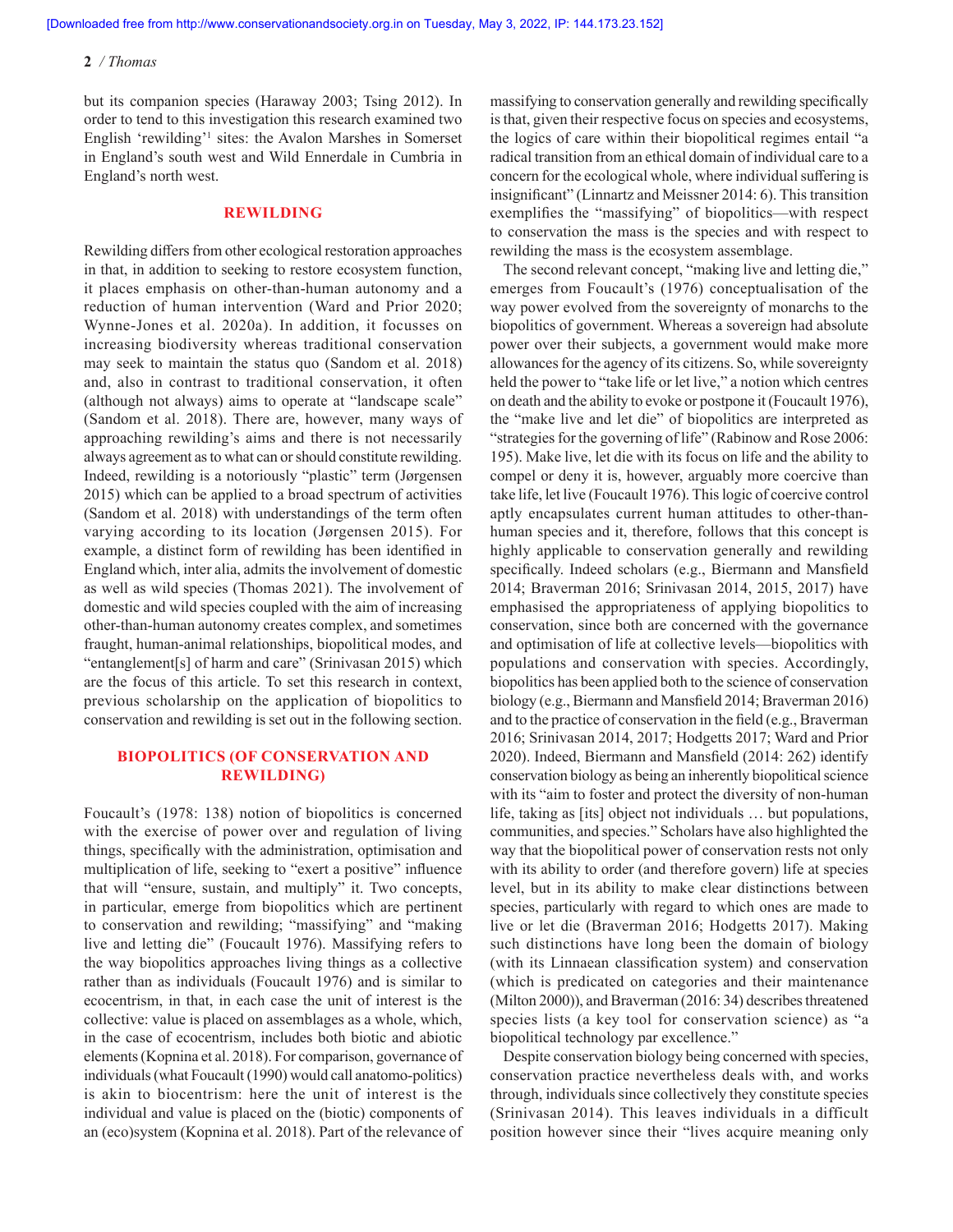but its companion species (Haraway 2003; Tsing 2012). In order to tend to this investigation this research examined two English 'rewilding'[1] sites: the Avalon Marshes in Somerset in England's south west and Wild Ennerdale in Cumbria in England's north west.

## REWILDING

Rewilding differs from other ecological restoration approaches in that, in addition to seeking to restore ecosystem function, it places emphasis on other-than-human autonomy and a reduction of human intervention (Ward and Prior 2020; Wynne-Jones et al. 2020a). In addition, it focusses on increasing biodiversity whereas traditional conservation may seek to maintain the status quo (Sandom et al. 2018) and, also in contrast to traditional conservation, it often (although not always) aims to operate at "landscape scale" (Sandom et al. 2018). There are, however, many ways of approaching rewilding's aims and there is not necessarily always agreement as to what can or should constitute rewilding. Indeed, rewilding is a notoriously "plastic" term (Jørgensen 2015) which can be applied to a broad spectrum of activities (Sandom et al. 2018) with understandings of the term often varying according to its location (Jørgensen 2015). For example, a distinct form of rewilding has been identified in England which, inter alia, admits the involvement of domestic as well as wild species (Thomas 2021). The involvement of domestic and wild species coupled with the aim of increasing other-than-human autonomy creates complex, and sometimes fraught, human-animal relationships, biopolitical modes, and "entanglement[s] of harm and care" (Srinivasan 2015) which are the focus of this article. To set this research in context, previous scholarship on the application of biopolitics to conservation and rewilding is set out in the following section.

## BIOPOLITICS (OF CONSERVATION AND REWILDING)

Foucault's (1978: 138) notion of biopolitics is concerned with the exercise of power over and regulation of living things, specifically with the administration, optimisation and multiplication of life, seeking to "exert a positive" influence that will "ensure, sustain, and multiply" it. Two concepts, in particular, emerge from biopolitics which are pertinent to conservation and rewilding; "massifying" and "making live and letting die" (Foucault 1976). Massifying refers to the way biopolitics approaches living things as a collective rather than as individuals (Foucault 1976) and is similar to ecocentrism, in that, in each case the unit of interest is the collective: value is placed on assemblages as a whole, which, in the case of ecocentrism, includes both biotic and abiotic elements (Kopnina et al. 2018). For comparison, governance of individuals (what Foucault (1990) would call anatomo-politics) is akin to biocentrism: here the unit of interest is the individual and value is placed on the (biotic) components of an (eco)system (Kopnina et al. 2018). Part of the relevance of massifying to conservation generally and rewilding specifically is that, given their respective focus on species and ecosystems, the logics of care within their biopolitical regimes entail "a radical transition from an ethical domain of individual care to a concern for the ecological whole, where individual suffering is insignificant" (Linnartz and Meissner 2014: 6). This transition exemplifies the "massifying" of biopolitics—with respect to conservation the mass is the species and with respect to rewilding the mass is the ecosystem assemblage.

The second relevant concept, "making live and letting die," emerges from Foucault's (1976) conceptualisation of the way power evolved from the sovereignty of monarchs to the biopolitics of government. Whereas a sovereign had absolute power over their subjects, a government would make more allowances for the agency of its citizens. So, while sovereignty held the power to "take life or let live," a notion which centres on death and the ability to evoke or postpone it (Foucault 1976), the "make live and let die" of biopolitics are interpreted as "strategies for the governing of life" (Rabinow and Rose 2006: 195). Make live, let die with its focus on life and the ability to compel or deny it is, however, arguably more coercive than take life, let live (Foucault 1976). This logic of coercive control aptly encapsulates current human attitudes to other-than-human species and it, therefore, follows that this concept is highly applicable to conservation generally and rewilding specifically. Indeed scholars (e.g., Biermann and Mansfield 2014; Braverman 2016; Srinivasan 2014, 2015, 2017) have emphasised the appropriateness of applying biopolitics to conservation, since both are concerned with the governance and optimisation of life at collective levels—biopolitics with populations and conservation with species. Accordingly, biopolitics has been applied both to the science of conservation biology (e.g., Biermann and Mansfield 2014; Braverman 2016) and to the practice of conservation in the field (e.g., Braverman 2016; Srinivasan 2014, 2017; Hodgetts 2017; Ward and Prior 2020). Indeed, Biermann and Mansfield (2014: 262) identify conservation biology as being an inherently biopolitical science with its "aim to foster and protect the diversity of non-human life, taking as [its] object not individuals … but populations, communities, and species." Scholars have also highlighted the way that the biopolitical power of conservation rests not only with its ability to order (and therefore govern) life at species level, but in its ability to make clear distinctions between species, particularly with regard to which ones are made to live or let die (Braverman 2016; Hodgetts 2017). Making such distinctions have long been the domain of biology (with its Linnaean classification system) and conservation (which is predicated on categories and their maintenance (Milton 2000)), and Braverman (2016: 34) describes threatened species lists (a key tool for conservation science) as "a biopolitical technology par excellence."

Despite conservation biology being concerned with species, conservation practice nevertheless deals with, and works through, individuals since collectively they constitute species (Srinivasan 2014). This leaves individuals in a difficult position however since their "lives acquire meaning only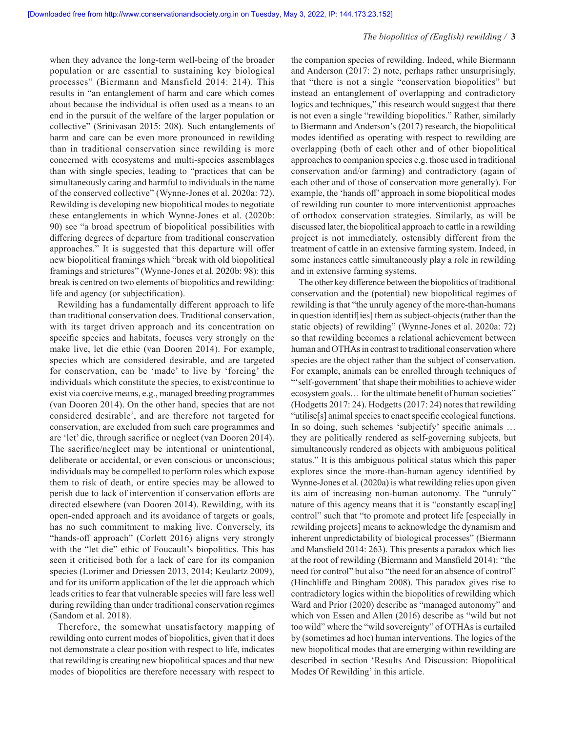when they advance the long-term well-being of the broader population or are essential to sustaining key biological processes" (Biermann and Mansfield 2014: 214). This results in "an entanglement of harm and care which comes about because the individual is often used as a means to an end in the pursuit of the welfare of the larger population or collective" (Srinivasan 2015: 208). Such entanglements of harm and care can be even more pronounced in rewilding than in traditional conservation since rewilding is more concerned with ecosystems and multi-species assemblages than with single species, leading to "practices that can be simultaneously caring and harmful to individuals in the name of the conserved collective" (Wynne-Jones et al. 2020a: 72). Rewilding is developing new biopolitical modes to negotiate these entanglements in which Wynne-Jones et al. (2020b: 90) see "a broad spectrum of biopolitical possibilities with differing degrees of departure from traditional conservation approaches." It is suggested that this departure will offer new biopolitical framings which "break with old biopolitical framings and strictures" (Wynne-Jones et al. 2020b: 98): this break is centred on two elements of biopolitics and rewilding: life and agency (or subjectification).

Rewilding has a fundamentally different approach to life than traditional conservation does. Traditional conservation, with its target driven approach and its concentration on specific species and habitats, focuses very strongly on the make live, let die ethic (van Dooren 2014). For example, species which are considered desirable, and are targeted for conservation, can be 'made' to live by 'forcing' the individuals which constitute the species, to exist/continue to exist via coercive means, e.g., managed breeding programmes (van Dooren 2014). On the other hand, species that are not considered desirable[2], and are therefore not targeted for conservation, are excluded from such care programmes and are 'let' die, through sacrifice or neglect (van Dooren 2014). The sacrifice/neglect may be intentional or unintentional, deliberate or accidental, or even conscious or unconscious; individuals may be compelled to perform roles which expose them to risk of death, or entire species may be allowed to perish due to lack of intervention if conservation efforts are directed elsewhere (van Dooren 2014). Rewilding, with its open-ended approach and its avoidance of targets or goals, has no such commitment to making live. Conversely, its "hands-off approach" (Corlett 2016) aligns very strongly with the "let die" ethic of Foucault's biopolitics. This has seen it criticised both for a lack of care for its companion species (Lorimer and Driessen 2013, 2014; Keulartz 2009), and for its uniform application of the let die approach which leads critics to fear that vulnerable species will fare less well during rewilding than under traditional conservation regimes (Sandom et al. 2018).

Therefore, the somewhat unsatisfactory mapping of rewilding onto current modes of biopolitics, given that it does not demonstrate a clear position with respect to life, indicates that rewilding is creating new biopolitical spaces and that new modes of biopolitics are therefore necessary with respect to the companion species of rewilding. Indeed, while Biermann and Anderson (2017: 2) note, perhaps rather unsurprisingly, that "there is not a single "conservation biopolitics" but instead an entanglement of overlapping and contradictory logics and techniques," this research would suggest that there is not even a single "rewilding biopolitics." Rather, similarly to Biermann and Anderson's (2017) research, the biopolitical modes identified as operating with respect to rewilding are overlapping (both of each other and of other biopolitical approaches to companion species e.g. those used in traditional conservation and/or farming) and contradictory (again of each other and of those of conservation more generally). For example, the 'hands off' approach in some biopolitical modes of rewilding run counter to more interventionist approaches of orthodox conservation strategies. Similarly, as will be discussed later, the biopolitical approach to cattle in a rewilding project is not immediately, ostensibly different from the treatment of cattle in an extensive farming system. Indeed, in some instances cattle simultaneously play a role in rewilding and in extensive farming systems.

The other key difference between the biopolitics of traditional conservation and the (potential) new biopolitical regimes of rewilding is that "the unruly agency of the more-than-humans in question identif[ies] them as subject-objects (rather than the static objects) of rewilding" (Wynne-Jones et al. 2020a: 72) so that rewilding becomes a relational achievement between human and OTHAs in contrast to traditional conservation where species are the object rather than the subject of conservation. For example, animals can be enrolled through techniques of "'self-government' that shape their mobilities to achieve wider ecosystem goals… for the ultimate benefit of human societies" (Hodgetts 2017: 24). Hodgetts (2017: 24) notes that rewilding "utilise[s] animal species to enact specific ecological functions. In so doing, such schemes 'subjectify' specific animals … they are politically rendered as self-governing subjects, but simultaneously rendered as objects with ambiguous political status." It is this ambiguous political status which this paper explores since the more-than-human agency identified by Wynne-Jones et al. (2020a) is what rewilding relies upon given its aim of increasing non-human autonomy. The "unruly" nature of this agency means that it is "constantly escap[ing] control" such that "to promote and protect life [especially in rewilding projects] means to acknowledge the dynamism and inherent unpredictability of biological processes" (Biermann and Mansfield 2014: 263). This presents a paradox which lies at the root of rewilding (Biermann and Mansfield 2014): "the need for control" but also "the need for an absence of control" (Hinchliffe and Bingham 2008). This paradox gives rise to contradictory logics within the biopolitics of rewilding which Ward and Prior (2020) describe as "managed autonomy" and which von Essen and Allen (2016) describe as "wild but not too wild" where the "wild sovereignty" of OTHAs is curtailed by (sometimes ad hoc) human interventions. The logics of the new biopolitical modes that are emerging within rewilding are described in section 'Results And Discussion: Biopolitical Modes Of Rewilding' in this article.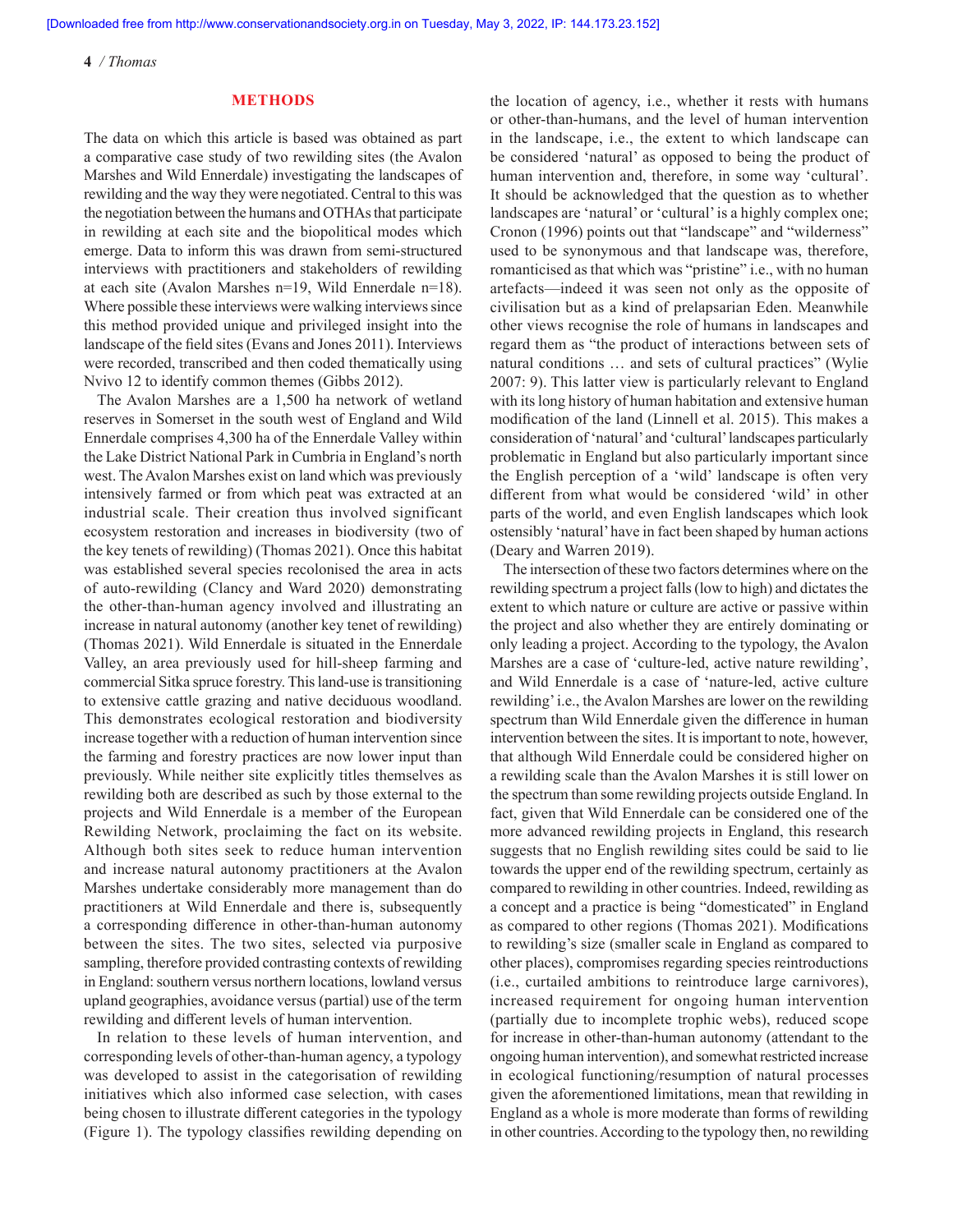## METHODS

The data on which this article is based was obtained as part a comparative case study of two rewilding sites (the Avalon Marshes and Wild Ennerdale) investigating the landscapes of rewilding and the way they were negotiated. Central to this was the negotiation between the humans and OTHAs that participate in rewilding at each site and the biopolitical modes which emerge. Data to inform this was drawn from semi-structured interviews with practitioners and stakeholders of rewilding at each site (Avalon Marshes n=19, Wild Ennerdale n=18). Where possible these interviews were walking interviews since this method provided unique and privileged insight into the landscape of the field sites (Evans and Jones 2011). Interviews were recorded, transcribed and then coded thematically using Nvivo 12 to identify common themes (Gibbs 2012).

The Avalon Marshes are a 1,500 ha network of wetland reserves in Somerset in the south west of England and Wild Ennerdale comprises 4,300 ha of the Ennerdale Valley within the Lake District National Park in Cumbria in England's north west. The Avalon Marshes exist on land which was previously intensively farmed or from which peat was extracted at an industrial scale. Their creation thus involved significant ecosystem restoration and increases in biodiversity (two of the key tenets of rewilding) (Thomas 2021). Once this habitat was established several species recolonised the area in acts of auto-rewilding (Clancy and Ward 2020) demonstrating the other-than-human agency involved and illustrating an increase in natural autonomy (another key tenet of rewilding) (Thomas 2021). Wild Ennerdale is situated in the Ennerdale Valley, an area previously used for hill-sheep farming and commercial Sitka spruce forestry. This land-use is transitioning to extensive cattle grazing and native deciduous woodland. This demonstrates ecological restoration and biodiversity increase together with a reduction of human intervention since the farming and forestry practices are now lower input than previously. While neither site explicitly titles themselves as rewilding both are described as such by those external to the projects and Wild Ennerdale is a member of the European Rewilding Network, proclaiming the fact on its website. Although both sites seek to reduce human intervention and increase natural autonomy practitioners at the Avalon Marshes undertake considerably more management than do practitioners at Wild Ennerdale and there is, subsequently a corresponding difference in other-than-human autonomy between the sites. The two sites, selected via purposive sampling, therefore provided contrasting contexts of rewilding in England: southern versus northern locations, lowland versus upland geographies, avoidance versus (partial) use of the term rewilding and different levels of human intervention.

In relation to these levels of human intervention, and corresponding levels of other-than-human agency, a typology was developed to assist in the categorisation of rewilding initiatives which also informed case selection, with cases being chosen to illustrate different categories in the typology (Figure 1). The typology classifies rewilding depending on the location of agency, i.e., whether it rests with humans or other-than-humans, and the level of human intervention in the landscape, i.e., the extent to which landscape can be considered 'natural' as opposed to being the product of human intervention and, therefore, in some way 'cultural'. It should be acknowledged that the question as to whether landscapes are 'natural' or 'cultural' is a highly complex one; Cronon (1996) points out that "landscape" and "wilderness" used to be synonymous and that landscape was, therefore, romanticised as that which was "pristine" i.e., with no human artefacts—indeed it was seen not only as the opposite of civilisation but as a kind of prelapsarian Eden. Meanwhile other views recognise the role of humans in landscapes and regard them as "the product of interactions between sets of natural conditions … and sets of cultural practices" (Wylie 2007: 9). This latter view is particularly relevant to England with its long history of human habitation and extensive human modification of the land (Linnell et al. 2015). This makes a consideration of 'natural' and 'cultural' landscapes particularly problematic in England but also particularly important since the English perception of a 'wild' landscape is often very different from what would be considered 'wild' in other parts of the world, and even English landscapes which look ostensibly 'natural' have in fact been shaped by human actions (Deary and Warren 2019).

The intersection of these two factors determines where on the rewilding spectrum a project falls (low to high) and dictates the extent to which nature or culture are active or passive within the project and also whether they are entirely dominating or only leading a project. According to the typology, the Avalon Marshes are a case of 'culture-led, active nature rewilding', and Wild Ennerdale is a case of 'nature-led, active culture rewilding' i.e., the Avalon Marshes are lower on the rewilding spectrum than Wild Ennerdale given the difference in human intervention between the sites. It is important to note, however, that although Wild Ennerdale could be considered higher on a rewilding scale than the Avalon Marshes it is still lower on the spectrum than some rewilding projects outside England. In fact, given that Wild Ennerdale can be considered one of the more advanced rewilding projects in England, this research suggests that no English rewilding sites could be said to lie towards the upper end of the rewilding spectrum, certainly as compared to rewilding in other countries. Indeed, rewilding as a concept and a practice is being "domesticated" in England as compared to other regions (Thomas 2021). Modifications to rewilding's size (smaller scale in England as compared to other places), compromises regarding species reintroductions (i.e., curtailed ambitions to reintroduce large carnivores), increased requirement for ongoing human intervention (partially due to incomplete trophic webs), reduced scope for increase in other-than-human autonomy (attendant to the ongoing human intervention), and somewhat restricted increase in ecological functioning/resumption of natural processes given the aforementioned limitations, mean that rewilding in England as a whole is more moderate than forms of rewilding in other countries. According to the typology then, no rewilding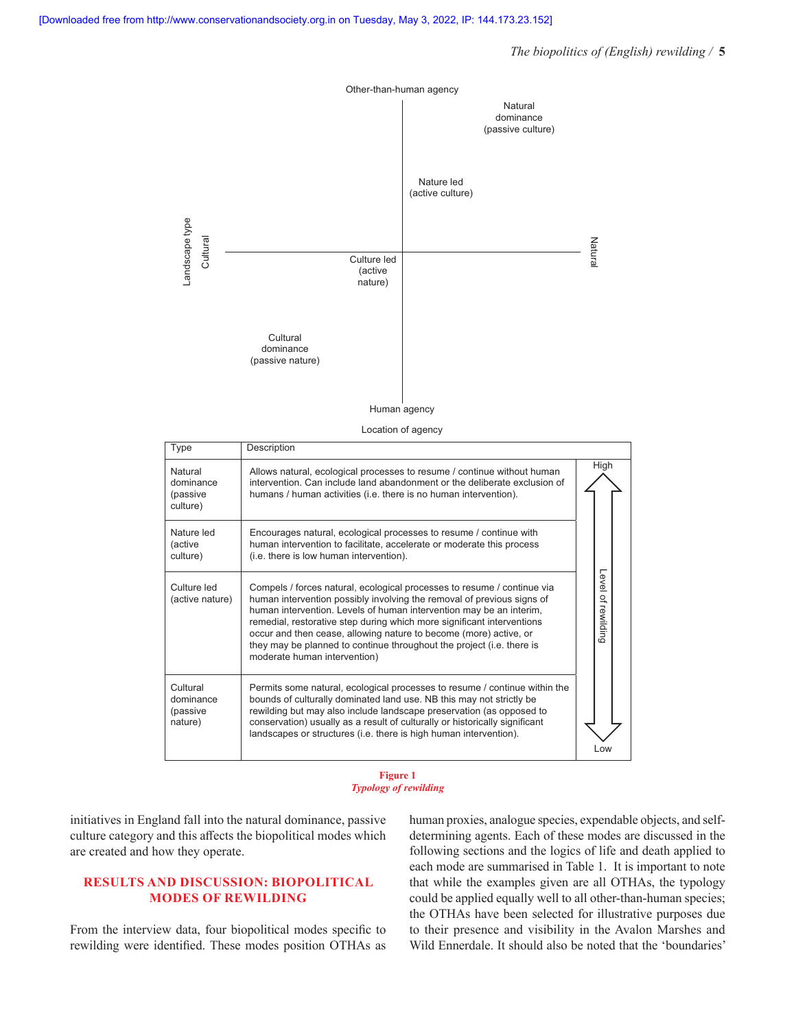Other-than-human agency

Natural dominance (passive culture)

Nature led (active culture)

Landscape type: Cultural — Natural

Culture led (active nature)

Cultural dominance (passive nature)

Human agency

Location of agency

| Type | Description | Level of rewilding |
|---|---|---|
| Natural dominance (passive culture) | Allows natural, ecological processes to resume / continue without human intervention. Can include land abandonment or the deliberate exclusion of humans / human activities (i.e. there is no human intervention). | High |
| Nature led (active culture) | Encourages natural, ecological processes to resume / continue with human intervention to facilitate, accelerate or moderate this process (i.e. there is low human intervention). | |
| Culture led (active nature) | Compels / forces natural, ecological processes to resume / continue via human intervention possibly involving the removal of previous signs of human intervention. Levels of human intervention may be an interim, remedial, restorative step during which more significant interventions occur and then cease, allowing nature to become (more) active, or they may be planned to continue throughout the project (i.e. there is moderate human intervention) | |
| Cultural dominance (passive nature) | Permits some natural, ecological processes to resume / continue within the bounds of culturally dominated land use. NB this may not strictly be rewilding but may also include landscape preservation (as opposed to conservation) usually as a result of culturally or historically significant landscapes or structures (i.e. there is high human intervention). | Low |

**Figure 1**
*Typology of rewilding*

initiatives in England fall into the natural dominance, passive culture category and this affects the biopolitical modes which are created and how they operate.

## RESULTS AND DISCUSSION: BIOPOLITICAL MODES OF REWILDING

From the interview data, four biopolitical modes specific to rewilding were identified. These modes position OTHAs as human proxies, analogue species, expendable objects, and self-determining agents. Each of these modes are discussed in the following sections and the logics of life and death applied to each mode are summarised in Table 1. It is important to note that while the examples given are all OTHAs, the typology could be applied equally well to all other-than-human species; the OTHAs have been selected for illustrative purposes due to their presence and visibility in the Avalon Marshes and Wild Ennerdale. It should also be noted that the 'boundaries'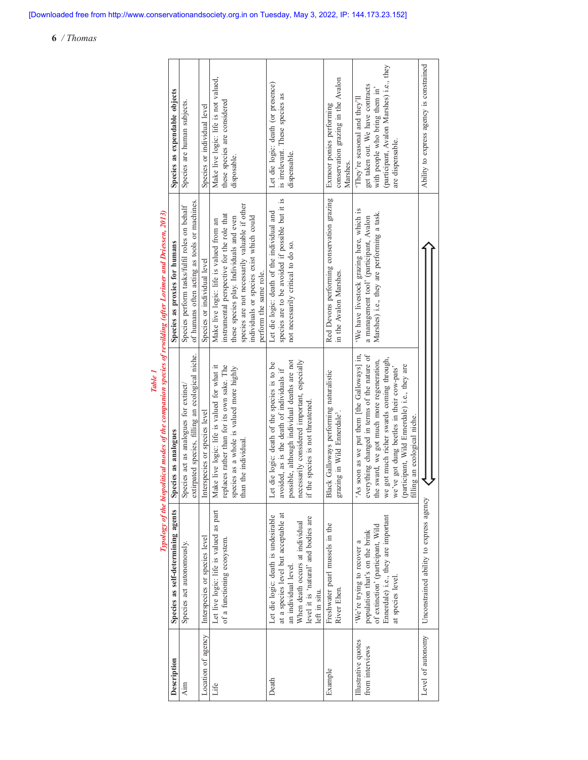**Table 1**
*Typology of the biopolitical modes of the companion species of rewilding (after Lorimer and Driessen, 2013)*

| Description | Species as self-determining agents | Species as analogues | Species as proxies for humans | Species as expendable objects |
|---|---|---|---|---|
| Aim | Species act autonomously. | Species act as analogues for extinct/extirpated species, filling an ecological niche. | Species perform tasks/fulfil roles on behalf of humans often acting as tools or machines. | Species are human subjects. |
| Location of agency | Interspecies or species level | Interspecies or species level | Species or individual level | Species or individual level |
| Life | Let live logic: life is valued as part of a functioning ecosystem. | Make live logic: life is valued for what it replaces rather than for its own sake. The species as a whole is valued more highly than the individual. | Make live logic: life is valued from an instrumental perspective for the role that these species play. Individuals and even species are not necessarily valuable if other individuals or species exist which could perform the same role. | Make live logic: life is not valued, these species are considered disposable. |
| Death | Let die logic: death is undesirable at a species level but acceptable at an individual level. When death occurs at individual level it is 'natural' and bodies are left in situ. | Let die logic: death of the species is to be avoided, as is the death of individuals if possible, although individual deaths are not necessarily considered important, especially if the species is not threatened. | Let die logic: death of the individual and species are to be avoided if possible but it is not necessarily critical to do so. | Let die logic: death (or presence) is irrelevant. These species as dispensable. |
| Example | Freshwater pearl mussels in the River Ehen. | Black Galloways performing naturalistic grazing in Wild Ennerdale[3]. | Red Devons performing conservation grazing in the Avalon Marshes. | Exmoor ponies performing conservation grazing in the Avalon Marshes. |
| Illustrative quotes from interviews | 'We're trying to recover a population that's on the brink of extinction' (participant, Wild Ennerdale) i.e., they are important at species level. | 'As soon as we put them [the Galloways] in, everything changed in terms of the nature of the sward, we got much more regeneration, we got much richer swards coming through, we've got dung beetles in their cow-pats' (participant, Wild Ennerdale) i.e., they are filling an ecological niche. | 'We have livestock grazing here, which is a management tool' (participant, Avalon Marshes) i.e., they are performing a task. | 'They're seasonal and they'll get taken out. We have contracts with people who bring them in' (participant, Avalon Marshes) i.e., they are dispensable. |
| Level of autonomy | Unconstrained ability to express agency ⟺ | | | Ability to express agency is constrained |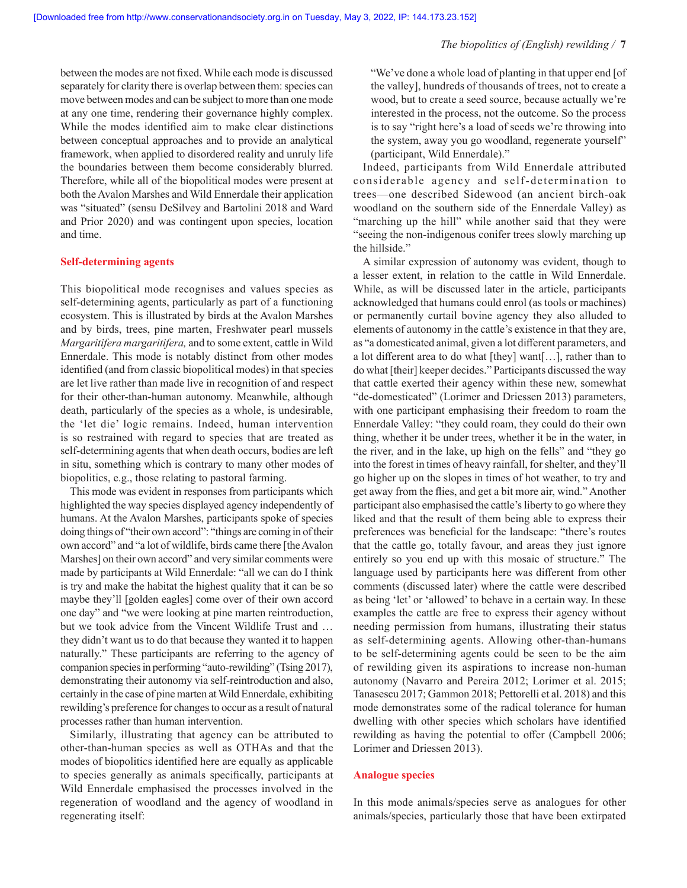between the modes are not fixed. While each mode is discussed separately for clarity there is overlap between them: species can move between modes and can be subject to more than one mode at any one time, rendering their governance highly complex. While the modes identified aim to make clear distinctions between conceptual approaches and to provide an analytical framework, when applied to disordered reality and unruly life the boundaries between them become considerably blurred. Therefore, while all of the biopolitical modes were present at both the Avalon Marshes and Wild Ennerdale their application was "situated" (sensu DeSilvey and Bartolini 2018 and Ward and Prior 2020) and was contingent upon species, location and time.

## Self-determining agents

This biopolitical mode recognises and values species as self-determining agents, particularly as part of a functioning ecosystem. This is illustrated by birds at the Avalon Marshes and by birds, trees, pine marten, Freshwater pearl mussels *Margaritifera margaritifera,* and to some extent, cattle in Wild Ennerdale. This mode is notably distinct from other modes identified (and from classic biopolitical modes) in that species are let live rather than made live in recognition of and respect for their other-than-human autonomy. Meanwhile, although death, particularly of the species as a whole, is undesirable, the 'let die' logic remains. Indeed, human intervention is so restrained with regard to species that are treated as self-determining agents that when death occurs, bodies are left in situ, something which is contrary to many other modes of biopolitics, e.g., those relating to pastoral farming.

This mode was evident in responses from participants which highlighted the way species displayed agency independently of humans. At the Avalon Marshes, participants spoke of species doing things of "their own accord": "things are coming in of their own accord" and "a lot of wildlife, birds came there [the Avalon Marshes] on their own accord" and very similar comments were made by participants at Wild Ennerdale: "all we can do I think is try and make the habitat the highest quality that it can be so maybe they'll [golden eagles] come over of their own accord one day" and "we were looking at pine marten reintroduction, but we took advice from the Vincent Wildlife Trust and … they didn't want us to do that because they wanted it to happen naturally." These participants are referring to the agency of companion species in performing "auto-rewilding" (Tsing 2017), demonstrating their autonomy via self-reintroduction and also, certainly in the case of pine marten at Wild Ennerdale, exhibiting rewilding's preference for changes to occur as a result of natural processes rather than human intervention.

Similarly, illustrating that agency can be attributed to other-than-human species as well as OTHAs and that the modes of biopolitics identified here are equally as applicable to species generally as animals specifically, participants at Wild Ennerdale emphasised the processes involved in the regeneration of woodland and the agency of woodland in regenerating itself:

> "We've done a whole load of planting in that upper end [of the valley], hundreds of thousands of trees, not to create a wood, but to create a seed source, because actually we're interested in the process, not the outcome. So the process is to say "right here's a load of seeds we're throwing into the system, away you go woodland, regenerate yourself" (participant, Wild Ennerdale)."

Indeed, participants from Wild Ennerdale attributed considerable agency and self-determination to trees—one described Sidewood (an ancient birch-oak woodland on the southern side of the Ennerdale Valley) as "marching up the hill" while another said that they were "seeing the non-indigenous conifer trees slowly marching up the hillside."

A similar expression of autonomy was evident, though to a lesser extent, in relation to the cattle in Wild Ennerdale. While, as will be discussed later in the article, participants acknowledged that humans could enrol (as tools or machines) or permanently curtail bovine agency they also alluded to elements of autonomy in the cattle's existence in that they are, as "a domesticated animal, given a lot different parameters, and a lot different area to do what [they] want[…], rather than to do what [their] keeper decides." Participants discussed the way that cattle exerted their agency within these new, somewhat "de-domesticated" (Lorimer and Driessen 2013) parameters, with one participant emphasising their freedom to roam the Ennerdale Valley: "they could roam, they could do their own thing, whether it be under trees, whether it be in the water, in the river, and in the lake, up high on the fells" and "they go into the forest in times of heavy rainfall, for shelter, and they'll go higher up on the slopes in times of hot weather, to try and get away from the flies, and get a bit more air, wind." Another participant also emphasised the cattle's liberty to go where they liked and that the result of them being able to express their preferences was beneficial for the landscape: "there's routes that the cattle go, totally favour, and areas they just ignore entirely so you end up with this mosaic of structure." The language used by participants here was different from other comments (discussed later) where the cattle were described as being 'let' or 'allowed' to behave in a certain way. In these examples the cattle are free to express their agency without needing permission from humans, illustrating their status as self-determining agents. Allowing other-than-humans to be self-determining agents could be seen to be the aim of rewilding given its aspirations to increase non-human autonomy (Navarro and Pereira 2012; Lorimer et al. 2015; Tanasescu 2017; Gammon 2018; Pettorelli et al. 2018) and this mode demonstrates some of the radical tolerance for human dwelling with other species which scholars have identified rewilding as having the potential to offer (Campbell 2006; Lorimer and Driessen 2013).

## Analogue species

In this mode animals/species serve as analogues for other animals/species, particularly those that have been extirpated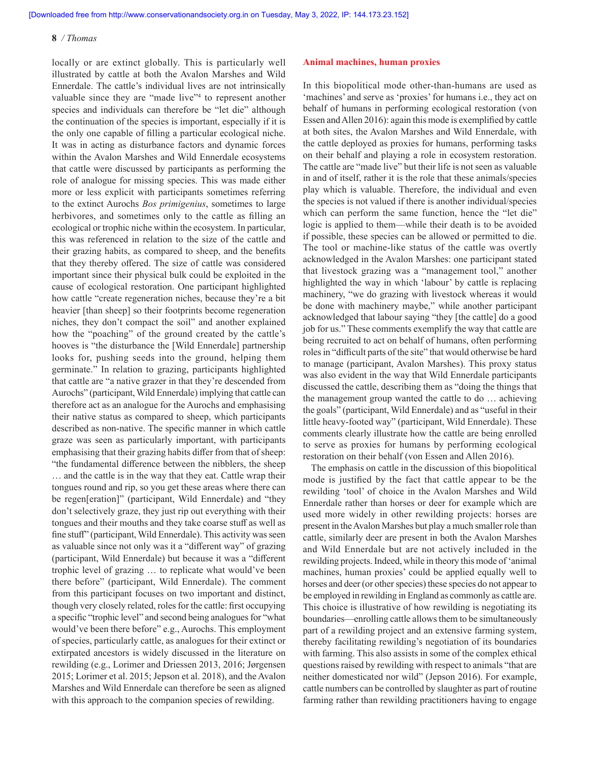locally or are extinct globally. This is particularly well illustrated by cattle at both the Avalon Marshes and Wild Ennerdale. The cattle's individual lives are not intrinsically valuable since they are "made live"[4] to represent another species and individuals can therefore be "let die" although the continuation of the species is important, especially if it is the only one capable of filling a particular ecological niche. It was in acting as disturbance factors and dynamic forces within the Avalon Marshes and Wild Ennerdale ecosystems that cattle were discussed by participants as performing the role of analogue for missing species. This was made either more or less explicit with participants sometimes referring to the extinct Aurochs *Bos primigenius*, sometimes to large herbivores, and sometimes only to the cattle as filling an ecological or trophic niche within the ecosystem. In particular, this was referenced in relation to the size of the cattle and their grazing habits, as compared to sheep, and the benefits that they thereby offered. The size of cattle was considered important since their physical bulk could be exploited in the cause of ecological restoration. One participant highlighted how cattle "create regeneration niches, because they're a bit heavier [than sheep] so their footprints become regeneration niches, they don't compact the soil" and another explained how the "poaching" of the ground created by the cattle's hooves is "the disturbance the [Wild Ennerdale] partnership looks for, pushing seeds into the ground, helping them germinate." In relation to grazing, participants highlighted that cattle are "a native grazer in that they're descended from Aurochs" (participant, Wild Ennerdale) implying that cattle can therefore act as an analogue for the Aurochs and emphasising their native status as compared to sheep, which participants described as non-native. The specific manner in which cattle graze was seen as particularly important, with participants emphasising that their grazing habits differ from that of sheep: "the fundamental difference between the nibblers, the sheep … and the cattle is in the way that they eat. Cattle wrap their tongues round and rip, so you get these areas where there can be regen[eration]" (participant, Wild Ennerdale) and "they don't selectively graze, they just rip out everything with their tongues and their mouths and they take coarse stuff as well as fine stuff" (participant, Wild Ennerdale). This activity was seen as valuable since not only was it a "different way" of grazing (participant, Wild Ennerdale) but because it was a "different trophic level of grazing … to replicate what would've been there before" (participant, Wild Ennerdale). The comment from this participant focuses on two important and distinct, though very closely related, roles for the cattle: first occupying a specific "trophic level" and second being analogues for "what would've been there before" e.g., Aurochs. This employment of species, particularly cattle, as analogues for their extinct or extirpated ancestors is widely discussed in the literature on rewilding (e.g., Lorimer and Driessen 2013, 2016; Jørgensen 2015; Lorimer et al. 2015; Jepson et al. 2018), and the Avalon Marshes and Wild Ennerdale can therefore be seen as aligned with this approach to the companion species of rewilding.

## Animal machines, human proxies

In this biopolitical mode other-than-humans are used as 'machines' and serve as 'proxies' for humans i.e., they act on behalf of humans in performing ecological restoration (von Essen and Allen 2016): again this mode is exemplified by cattle at both sites, the Avalon Marshes and Wild Ennerdale, with the cattle deployed as proxies for humans, performing tasks on their behalf and playing a role in ecosystem restoration. The cattle are "made live" but their life is not seen as valuable in and of itself, rather it is the role that these animals/species play which is valuable. Therefore, the individual and even the species is not valued if there is another individual/species which can perform the same function, hence the "let die" logic is applied to them—while their death is to be avoided if possible, these species can be allowed or permitted to die. The tool or machine-like status of the cattle was overtly acknowledged in the Avalon Marshes: one participant stated that livestock grazing was a "management tool," another highlighted the way in which 'labour' by cattle is replacing machinery, "we do grazing with livestock whereas it would be done with machinery maybe," while another participant acknowledged that labour saying "they [the cattle] do a good job for us." These comments exemplify the way that cattle are being recruited to act on behalf of humans, often performing roles in "difficult parts of the site" that would otherwise be hard to manage (participant, Avalon Marshes). This proxy status was also evident in the way that Wild Ennerdale participants discussed the cattle, describing them as "doing the things that the management group wanted the cattle to do … achieving the goals" (participant, Wild Ennerdale) and as "useful in their little heavy-footed way" (participant, Wild Ennerdale). These comments clearly illustrate how the cattle are being enrolled to serve as proxies for humans by performing ecological restoration on their behalf (von Essen and Allen 2016).

The emphasis on cattle in the discussion of this biopolitical mode is justified by the fact that cattle appear to be the rewilding 'tool' of choice in the Avalon Marshes and Wild Ennerdale rather than horses or deer for example which are used more widely in other rewilding projects: horses are present in the Avalon Marshes but play a much smaller role than cattle, similarly deer are present in both the Avalon Marshes and Wild Ennerdale but are not actively included in the rewilding projects. Indeed, while in theory this mode of 'animal machines, human proxies' could be applied equally well to horses and deer (or other species) these species do not appear to be employed in rewilding in England as commonly as cattle are. This choice is illustrative of how rewilding is negotiating its boundaries—enrolling cattle allows them to be simultaneously part of a rewilding project and an extensive farming system, thereby facilitating rewilding's negotiation of its boundaries with farming. This also assists in some of the complex ethical questions raised by rewilding with respect to animals "that are neither domesticated nor wild" (Jepson 2016). For example, cattle numbers can be controlled by slaughter as part of routine farming rather than rewilding practitioners having to engage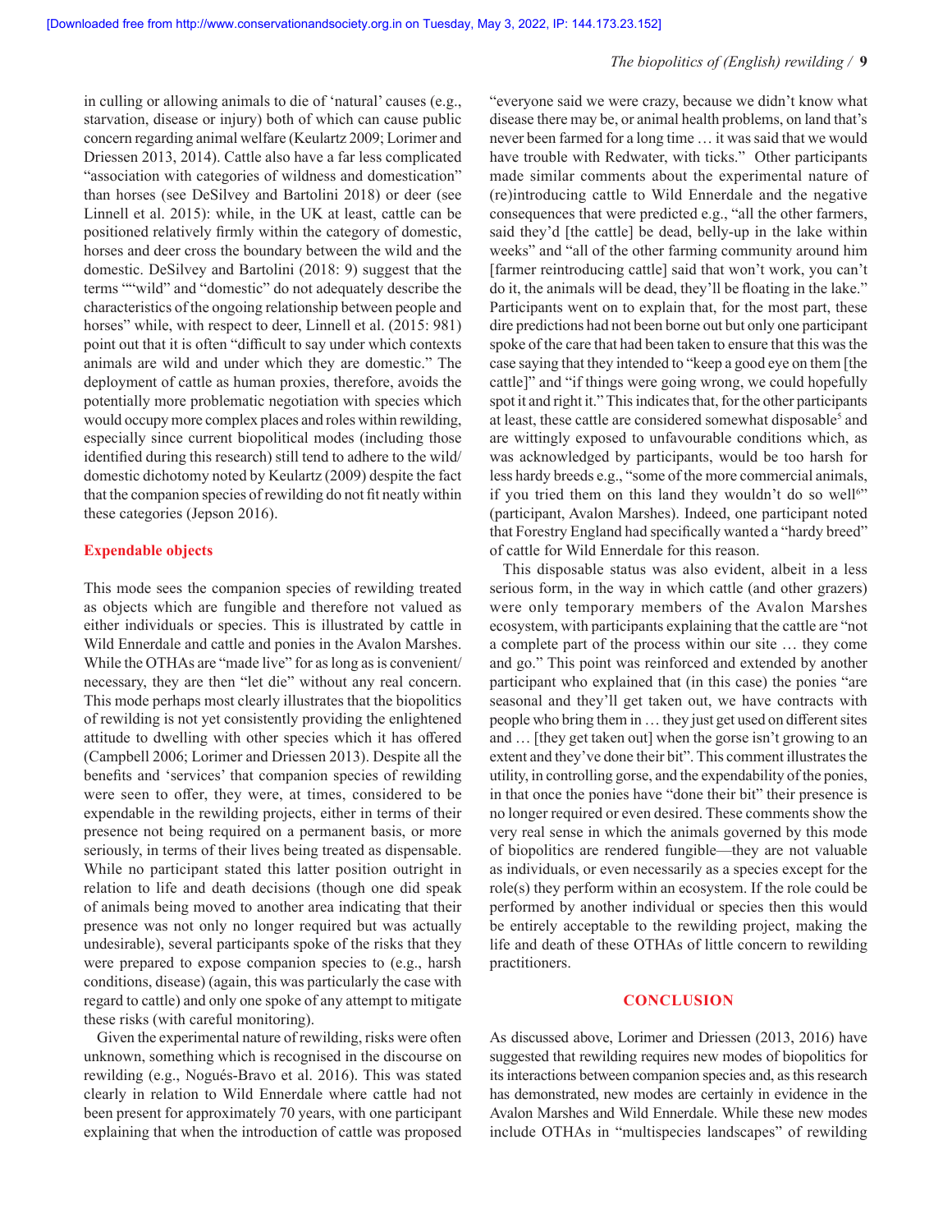in culling or allowing animals to die of 'natural' causes (e.g., starvation, disease or injury) both of which can cause public concern regarding animal welfare (Keulartz 2009; Lorimer and Driessen 2013, 2014). Cattle also have a far less complicated "association with categories of wildness and domestication" than horses (see DeSilvey and Bartolini 2018) or deer (see Linnell et al. 2015): while, in the UK at least, cattle can be positioned relatively firmly within the category of domestic, horses and deer cross the boundary between the wild and the domestic. DeSilvey and Bartolini (2018: 9) suggest that the terms ""wild" and "domestic" do not adequately describe the characteristics of the ongoing relationship between people and horses" while, with respect to deer, Linnell et al. (2015: 981) point out that it is often "difficult to say under which contexts animals are wild and under which they are domestic." The deployment of cattle as human proxies, therefore, avoids the potentially more problematic negotiation with species which would occupy more complex places and roles within rewilding, especially since current biopolitical modes (including those identified during this research) still tend to adhere to the wild/domestic dichotomy noted by Keulartz (2009) despite the fact that the companion species of rewilding do not fit neatly within these categories (Jepson 2016).

### Expendable objects

This mode sees the companion species of rewilding treated as objects which are fungible and therefore not valued as either individuals or species. This is illustrated by cattle in Wild Ennerdale and cattle and ponies in the Avalon Marshes. While the OTHAs are "made live" for as long as is convenient/necessary, they are then "let die" without any real concern. This mode perhaps most clearly illustrates that the biopolitics of rewilding is not yet consistently providing the enlightened attitude to dwelling with other species which it has offered (Campbell 2006; Lorimer and Driessen 2013). Despite all the benefits and 'services' that companion species of rewilding were seen to offer, they were, at times, considered to be expendable in the rewilding projects, either in terms of their presence not being required on a permanent basis, or more seriously, in terms of their lives being treated as dispensable. While no participant stated this latter position outright in relation to life and death decisions (though one did speak of animals being moved to another area indicating that their presence was not only no longer required but was actually undesirable), several participants spoke of the risks that they were prepared to expose companion species to (e.g., harsh conditions, disease) (again, this was particularly the case with regard to cattle) and only one spoke of any attempt to mitigate these risks (with careful monitoring).

Given the experimental nature of rewilding, risks were often unknown, something which is recognised in the discourse on rewilding (e.g., Nogués-Bravo et al. 2016). This was stated clearly in relation to Wild Ennerdale where cattle had not been present for approximately 70 years, with one participant explaining that when the introduction of cattle was proposed "everyone said we were crazy, because we didn't know what disease there may be, or animal health problems, on land that's never been farmed for a long time … it was said that we would have trouble with Redwater, with ticks." Other participants made similar comments about the experimental nature of (re)introducing cattle to Wild Ennerdale and the negative consequences that were predicted e.g., "all the other farmers, said they'd [the cattle] be dead, belly-up in the lake within weeks" and "all of the other farming community around him [farmer reintroducing cattle] said that won't work, you can't do it, the animals will be dead, they'll be floating in the lake." Participants went on to explain that, for the most part, these dire predictions had not been borne out but only one participant spoke of the care that had been taken to ensure that this was the case saying that they intended to "keep a good eye on them [the cattle]" and "if things were going wrong, we could hopefully spot it and right it." This indicates that, for the other participants at least, these cattle are considered somewhat disposable[5] and are wittingly exposed to unfavourable conditions which, as was acknowledged by participants, would be too harsh for less hardy breeds e.g., "some of the more commercial animals, if you tried them on this land they wouldn't do so well[6]" (participant, Avalon Marshes). Indeed, one participant noted that Forestry England had specifically wanted a "hardy breed" of cattle for Wild Ennerdale for this reason.

This disposable status was also evident, albeit in a less serious form, in the way in which cattle (and other grazers) were only temporary members of the Avalon Marshes ecosystem, with participants explaining that the cattle are "not a complete part of the process within our site … they come and go." This point was reinforced and extended by another participant who explained that (in this case) the ponies "are seasonal and they'll get taken out, we have contracts with people who bring them in … they just get used on different sites and … [they get taken out] when the gorse isn't growing to an extent and they've done their bit". This comment illustrates the utility, in controlling gorse, and the expendability of the ponies, in that once the ponies have "done their bit" their presence is no longer required or even desired. These comments show the very real sense in which the animals governed by this mode of biopolitics are rendered fungible—they are not valuable as individuals, or even necessarily as a species except for the role(s) they perform within an ecosystem. If the role could be performed by another individual or species then this would be entirely acceptable to the rewilding project, making the life and death of these OTHAs of little concern to rewilding practitioners.

## CONCLUSION

As discussed above, Lorimer and Driessen (2013, 2016) have suggested that rewilding requires new modes of biopolitics for its interactions between companion species and, as this research has demonstrated, new modes are certainly in evidence in the Avalon Marshes and Wild Ennerdale. While these new modes include OTHAs in "multispecies landscapes" of rewilding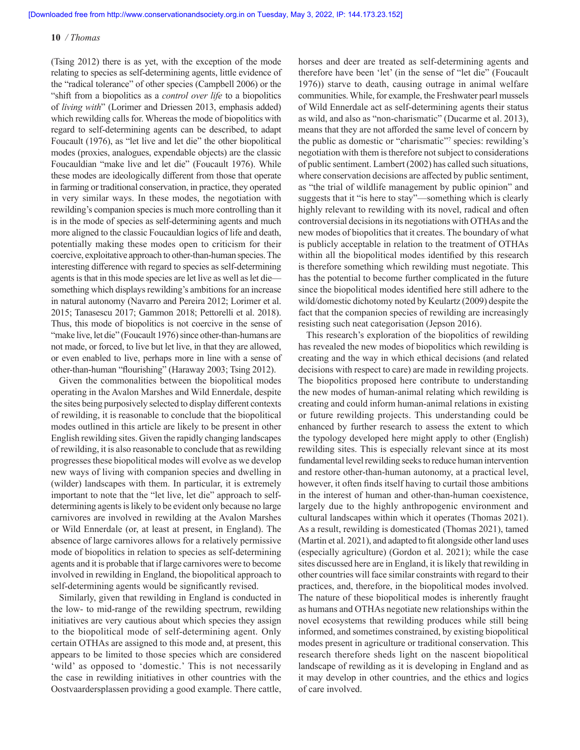(Tsing 2012) there is as yet, with the exception of the mode relating to species as self-determining agents, little evidence of the "radical tolerance" of other species (Campbell 2006) or the "shift from a biopolitics as a *control over life* to a biopolitics of *living with*" (Lorimer and Driessen 2013, emphasis added) which rewilding calls for. Whereas the mode of biopolitics with regard to self-determining agents can be described, to adapt Foucault (1976), as "let live and let die" the other biopolitical modes (proxies, analogues, expendable objects) are the classic Foucauldian "make live and let die" (Foucault 1976). While these modes are ideologically different from those that operate in farming or traditional conservation, in practice, they operated in very similar ways. In these modes, the negotiation with rewilding's companion species is much more controlling than it is in the mode of species as self-determining agents and much more aligned to the classic Foucauldian logics of life and death, potentially making these modes open to criticism for their coercive, exploitative approach to other-than-human species. The interesting difference with regard to species as self-determining agents is that in this mode species are let live as well as let die—something which displays rewilding's ambitions for an increase in natural autonomy (Navarro and Pereira 2012; Lorimer et al. 2015; Tanasescu 2017; Gammon 2018; Pettorelli et al. 2018). Thus, this mode of biopolitics is not coercive in the sense of "make live, let die" (Foucault 1976) since other-than-humans are not made, or forced, to live but let live, in that they are allowed, or even enabled to live, perhaps more in line with a sense of other-than-human "flourishing" (Haraway 2003; Tsing 2012).

Given the commonalities between the biopolitical modes operating in the Avalon Marshes and Wild Ennerdale, despite the sites being purposively selected to display different contexts of rewilding, it is reasonable to conclude that the biopolitical modes outlined in this article are likely to be present in other English rewilding sites. Given the rapidly changing landscapes of rewilding, it is also reasonable to conclude that as rewilding progresses these biopolitical modes will evolve as we develop new ways of living with companion species and dwelling in (wilder) landscapes with them. In particular, it is extremely important to note that the "let live, let die" approach to self-determining agents is likely to be evident only because no large carnivores are involved in rewilding at the Avalon Marshes or Wild Ennerdale (or, at least at present, in England). The absence of large carnivores allows for a relatively permissive mode of biopolitics in relation to species as self-determining agents and it is probable that if large carnivores were to become involved in rewilding in England, the biopolitical approach to self-determining agents would be significantly revised.

Similarly, given that rewilding in England is conducted in the low- to mid-range of the rewilding spectrum, rewilding initiatives are very cautious about which species they assign to the biopolitical mode of self-determining agent. Only certain OTHAs are assigned to this mode and, at present, this appears to be limited to those species which are considered 'wild' as opposed to 'domestic.' This is not necessarily the case in rewilding initiatives in other countries with the Oostvaardersplassen providing a good example. There cattle, horses and deer are treated as self-determining agents and therefore have been 'let' (in the sense of "let die" (Foucault 1976)) starve to death, causing outrage in animal welfare communities. While, for example, the Freshwater pearl mussels of Wild Ennerdale act as self-determining agents their status as wild, and also as "non-charismatic" (Ducarme et al. 2013), means that they are not afforded the same level of concern by the public as domestic or "charismatic"[7] species: rewilding's negotiation with them is therefore not subject to considerations of public sentiment. Lambert (2002) has called such situations, where conservation decisions are affected by public sentiment, as "the trial of wildlife management by public opinion" and suggests that it "is here to stay"—something which is clearly highly relevant to rewilding with its novel, radical and often controversial decisions in its negotiations with OTHAs and the new modes of biopolitics that it creates. The boundary of what is publicly acceptable in relation to the treatment of OTHAs within all the biopolitical modes identified by this research is therefore something which rewilding must negotiate. This has the potential to become further complicated in the future since the biopolitical modes identified here still adhere to the wild/domestic dichotomy noted by Keulartz (2009) despite the fact that the companion species of rewilding are increasingly resisting such neat categorisation (Jepson 2016).

This research's exploration of the biopolitics of rewilding has revealed the new modes of biopolitics which rewilding is creating and the way in which ethical decisions (and related decisions with respect to care) are made in rewilding projects. The biopolitics proposed here contribute to understanding the new modes of human-animal relating which rewilding is creating and could inform human-animal relations in existing or future rewilding projects. This understanding could be enhanced by further research to assess the extent to which the typology developed here might apply to other (English) rewilding sites. This is especially relevant since at its most fundamental level rewilding seeks to reduce human intervention and restore other-than-human autonomy, at a practical level, however, it often finds itself having to curtail those ambitions in the interest of human and other-than-human coexistence, largely due to the highly anthropogenic environment and cultural landscapes within which it operates (Thomas 2021). As a result, rewilding is domesticated (Thomas 2021), tamed (Martin et al. 2021), and adapted to fit alongside other land uses (especially agriculture) (Gordon et al. 2021); while the case sites discussed here are in England, it is likely that rewilding in other countries will face similar constraints with regard to their practices, and, therefore, in the biopolitical modes involved. The nature of these biopolitical modes is inherently fraught as humans and OTHAs negotiate new relationships within the novel ecosystems that rewilding produces while still being informed, and sometimes constrained, by existing biopolitical modes present in agriculture or traditional conservation. This research therefore sheds light on the nascent biopolitical landscape of rewilding as it is developing in England and as it may develop in other countries, and the ethics and logics of care involved.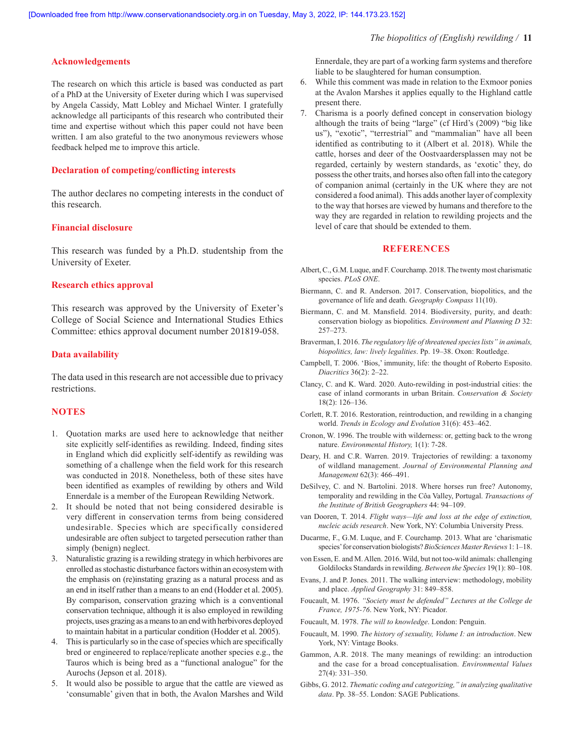## Acknowledgements

The research on which this article is based was conducted as part of a PhD at the University of Exeter during which I was supervised by Angela Cassidy, Matt Lobley and Michael Winter. I gratefully acknowledge all participants of this research who contributed their time and expertise without which this paper could not have been written. I am also grateful to the two anonymous reviewers whose feedback helped me to improve this article.

## Declaration of competing/conflicting interests

The author declares no competing interests in the conduct of this research.

## Financial disclosure

This research was funded by a Ph.D. studentship from the University of Exeter.

## Research ethics approval

This research was approved by the University of Exeter's College of Social Science and International Studies Ethics Committee: ethics approval document number 201819-058.

## Data availability

The data used in this research are not accessible due to privacy restrictions.

## NOTES

1. Quotation marks are used here to acknowledge that neither site explicitly self-identifies as rewilding. Indeed, finding sites in England which did explicitly self-identify as rewilding was something of a challenge when the field work for this research was conducted in 2018. Nonetheless, both of these sites have been identified as examples of rewilding by others and Wild Ennerdale is a member of the European Rewilding Network.
2. It should be noted that not being considered desirable is very different in conservation terms from being considered undesirable. Species which are specifically considered undesirable are often subject to targeted persecution rather than simply (benign) neglect.
3. Naturalistic grazing is a rewilding strategy in which herbivores are enrolled as stochastic disturbance factors within an ecosystem with the emphasis on (re)instating grazing as a natural process and as an end in itself rather than a means to an end (Hodder et al. 2005). By comparison, conservation grazing which is a conventional conservation technique, although it is also employed in rewilding projects, uses grazing as a means to an end with herbivores deployed to maintain habitat in a particular condition (Hodder et al. 2005).
4. This is particularly so in the case of species which are specifically bred or engineered to replace/replicate another species e.g., the Tauros which is being bred as a "functional analogue" for the Aurochs (Jepson et al. 2018).
5. It would also be possible to argue that the cattle are viewed as 'consumable' given that in both, the Avalon Marshes and Wild Ennerdale, they are part of a working farm systems and therefore liable to be slaughtered for human consumption.
6. While this comment was made in relation to the Exmoor ponies at the Avalon Marshes it applies equally to the Highland cattle present there.
7. Charisma is a poorly defined concept in conservation biology although the traits of being "large" (cf Hird's (2009) "big like us"), "exotic", "terrestrial" and "mammalian" have all been identified as contributing to it (Albert et al. 2018). While the cattle, horses and deer of the Oostvaardersplassen may not be regarded, certainly by western standards, as 'exotic' they, do possess the other traits, and horses also often fall into the category of companion animal (certainly in the UK where they are not considered a food animal). This adds another layer of complexity to the way that horses are viewed by humans and therefore to the way they are regarded in relation to rewilding projects and the level of care that should be extended to them.

## REFERENCES

Albert, C., G.M. Luque, and F. Courchamp. 2018. The twenty most charismatic species. *PLoS ONE*.

Biermann, C. and R. Anderson. 2017. Conservation, biopolitics, and the governance of life and death. *Geography Compass* 11(10).

Biermann, C. and M. Mansfield. 2014. Biodiversity, purity, and death: conservation biology as biopolitics. *Environment and Planning D* 32: 257–273.

Braverman, I. 2016. *The regulatory life of threatened species lists" in animals, biopolitics, law: lively legalities*. Pp. 19–38. Oxon: Routledge.

Campbell, T. 2006. 'Bios,' immunity, life: the thought of Roberto Esposito. *Diacritics* 36(2): 2–22.

Clancy, C. and K. Ward. 2020. Auto-rewilding in post-industrial cities: the case of inland cormorants in urban Britain. *Conservation & Society* 18(2): 126–136.

Corlett, R.T. 2016. Restoration, reintroduction, and rewilding in a changing world. *Trends in Ecology and Evolution* 31(6): 453–462.

Cronon, W. 1996. The trouble with wilderness: or, getting back to the wrong nature. *Environmental History,* 1(1): 7-28.

Deary, H. and C.R. Warren. 2019. Trajectories of rewilding: a taxonomy of wildland management. *Journal of Environmental Planning and Management* 62(3): 466–491.

DeSilvey, C. and N. Bartolini. 2018. Where horses run free? Autonomy, temporality and rewilding in the Côa Valley, Portugal. *Transactions of the Institute of British Geographers* 44: 94–109.

van Dooren, T. 2014. *Flight ways—life and loss at the edge of extinction, nucleic acids research*. New York, NY: Columbia University Press.

Ducarme, F., G.M. Luque, and F. Courchamp. 2013. What are 'charismatic species' for conservation biologists? *BioSciences Master Reviews* 1: 1–18.

von Essen, E. and M. Allen. 2016. Wild, but not too-wild animals: challenging Goldilocks Standards in rewilding. *Between the Species* 19(1): 80–108.

Evans, J. and P. Jones. 2011. The walking interview: methodology, mobility and place. *Applied Geography* 31: 849–858.

Foucault, M. 1976. *"Society must be defended" Lectures at the College de France, 1975-76*. New York, NY: Picador.

Foucault, M. 1978. *The will to knowledge*. London: Penguin.

Foucault, M. 1990. *The history of sexuality, Volume I: an introduction*. New York, NY: Vintage Books.

Gammon, A.R. 2018. The many meanings of rewilding: an introduction and the case for a broad conceptualisation. *Environmental Values* 27(4): 331–350.

Gibbs, G. 2012. *Thematic coding and categorizing," in analyzing qualitative data*. Pp. 38–55. London: SAGE Publications.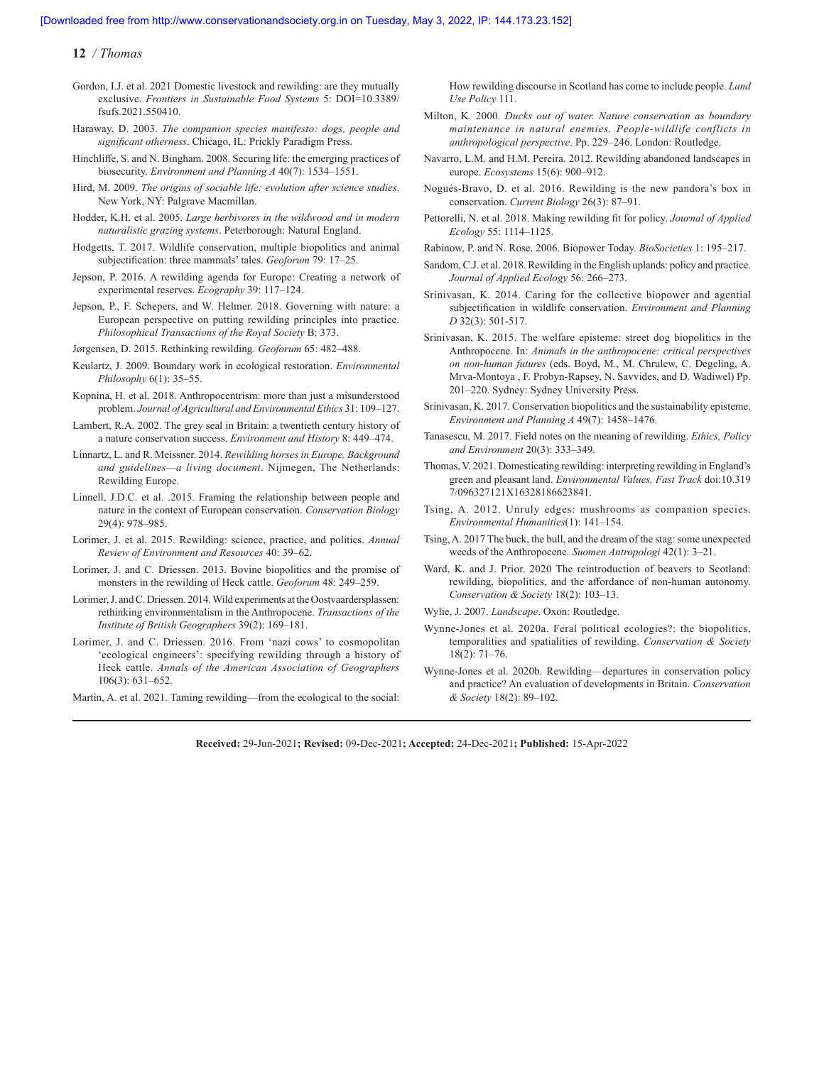Gordon, I.J. et al. 2021 Domestic livestock and rewilding: are they mutually exclusive. *Frontiers in Sustainable Food Systems* 5: DOI=10.3389/fsufs.2021.550410.

Haraway, D. 2003. *The companion species manifesto: dogs, people and significant otherness*. Chicago, IL: Prickly Paradigm Press.

Hinchliffe, S. and N. Bingham. 2008. Securing life: the emerging practices of biosecurity. *Environment and Planning A* 40(7): 1534–1551.

Hird, M. 2009. *The origins of sociable life: evolution after science studies*. New York, NY: Palgrave Macmillan.

Hodder, K.H. et al. 2005. *Large herbivores in the wildwood and in modern naturalistic grazing systems*. Peterborough: Natural England.

Hodgetts, T. 2017. Wildlife conservation, multiple biopolitics and animal subjectification: three mammals' tales. *Geoforum* 79: 17–25.

Jepson, P. 2016. A rewilding agenda for Europe: Creating a network of experimental reserves. *Ecography* 39: 117–124.

Jepson, P., F. Schepers, and W. Helmer. 2018. Governing with nature: a European perspective on putting rewilding principles into practice. *Philosophical Transactions of the Royal Society* B: 373.

Jørgensen, D. 2015. Rethinking rewilding. *Geoforum* 65: 482–488.

Keulartz, J. 2009. Boundary work in ecological restoration. *Environmental Philosophy* 6(1): 35–55.

Kopnina, H. et al. 2018. Anthropocentrism: more than just a misunderstood problem. *Journal of Agricultural and Environmental Ethics* 31: 109–127.

Lambert, R.A. 2002. The grey seal in Britain: a twentieth century history of a nature conservation success. *Environment and History* 8: 449–474.

Linnartz, L. and R. Meissner. 2014. *Rewilding horses in Europe. Background and guidelines—a living document*. Nijmegen, The Netherlands: Rewilding Europe.

Linnell, J.D.C. et al. .2015. Framing the relationship between people and nature in the context of European conservation. *Conservation Biology* 29(4): 978–985.

Lorimer, J. et al. 2015. Rewilding: science, practice, and politics. *Annual Review of Environment and Resources* 40: 39–62.

Lorimer, J. and C. Driessen. 2013. Bovine biopolitics and the promise of monsters in the rewilding of Heck cattle. *Geoforum* 48: 249–259.

Lorimer, J. and C. Driessen. 2014. Wild experiments at the Oostvaardersplassen: rethinking environmentalism in the Anthropocene. *Transactions of the Institute of British Geographers* 39(2): 169–181.

Lorimer, J. and C. Driessen. 2016. From 'nazi cows' to cosmopolitan 'ecological engineers': specifying rewilding through a history of Heck cattle. *Annals of the American Association of Geographers* 106(3): 631–652.

Martin, A. et al. 2021. Taming rewilding—from the ecological to the social: How rewilding discourse in Scotland has come to include people. *Land Use Policy* 111.

Milton, K. 2000. *Ducks out of water. Nature conservation as boundary maintenance in natural enemies. People-wildlife conflicts in anthropological perspective*. Pp. 229–246. London: Routledge.

Navarro, L.M. and H.M. Pereira. 2012. Rewilding abandoned landscapes in europe. *Ecosystems* 15(6): 900–912.

Nogués-Bravo, D. et al. 2016. Rewilding is the new pandora's box in conservation. *Current Biology* 26(3): 87–91.

Pettorelli, N. et al. 2018. Making rewilding fit for policy. *Journal of Applied Ecology* 55: 1114–1125.

Rabinow, P. and N. Rose. 2006. Biopower Today. *BioSocieties* 1: 195–217.

Sandom, C.J. et al. 2018. Rewilding in the English uplands: policy and practice. *Journal of Applied Ecology* 56: 266–273.

Srinivasan, K. 2014. Caring for the collective biopower and agential subjectification in wildlife conservation. *Environment and Planning D* 32(3): 501-517.

Srinivasan, K. 2015. The welfare episteme: street dog biopolitics in the Anthropocene. In: *Animals in the anthropocene: critical perspectives on non-human futures* (eds. Boyd, M., M. Chrulew, C. Degeling, A. Mrva-Montoya , F. Probyn-Rapsey, N. Savvides, and D. Wadiwel) Pp. 201–220. Sydney: Sydney University Press.

Srinivasan, K. 2017. Conservation biopolitics and the sustainability episteme. *Environment and Planning A* 49(7): 1458–1476.

Tanasescu, M. 2017. Field notes on the meaning of rewilding. *Ethics, Policy and Environment* 20(3): 333–349.

Thomas, V. 2021. Domesticating rewilding: interpreting rewilding in England's green and pleasant land. *Environmental Values, Fast Track* doi:10.3197/096327121X16328186623841.

Tsing, A. 2012. Unruly edges: mushrooms as companion species. *Environmental Humanities*(1): 141–154.

Tsing, A. 2017 The buck, the bull, and the dream of the stag: some unexpected weeds of the Anthropocene. *Suomen Antropologi* 42(1): 3–21.

Ward, K. and J. Prior. 2020 The reintroduction of beavers to Scotland: rewilding, biopolitics, and the affordance of non-human autonomy. *Conservation & Society* 18(2): 103–13.

Wylie, J. 2007. *Landscape*. Oxon: Routledge.

Wynne-Jones et al. 2020a. Feral political ecologies?: the biopolitics, temporalities and spatialities of rewilding. *Conservation & Society* 18(2): 71–76.

Wynne-Jones et al. 2020b. Rewilding—departures in conservation policy and practice? An evaluation of developments in Britain. *Conservation & Society* 18(2): 89–102.

---

**Received:** 29-Jun-2021**; Revised:** 09-Dec-2021**; Accepted:** 24-Dec-2021**; Published:** 15-Apr-2022